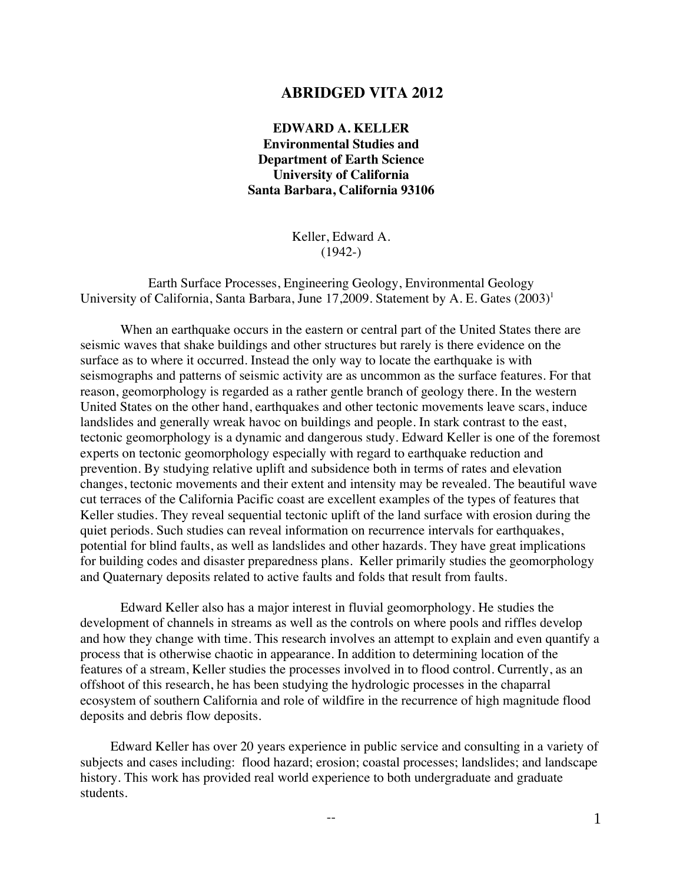# ABRIDGED VITA 2012

**EDWARD A. KELLER**
**Environmental Studies and**
**Department of Earth Science**
**University of California**
**Santa Barbara, California 93106**

Keller, Edward A.
(1942-)

Earth Surface Processes, Engineering Geology, Environmental Geology
University of California, Santa Barbara, June 17,2009. Statement by A. E. Gates (2003)[1]

When an earthquake occurs in the eastern or central part of the United States there are seismic waves that shake buildings and other structures but rarely is there evidence on the surface as to where it occurred. Instead the only way to locate the earthquake is with seismographs and patterns of seismic activity are as uncommon as the surface features. For that reason, geomorphology is regarded as a rather gentle branch of geology there. In the western United States on the other hand, earthquakes and other tectonic movements leave scars, induce landslides and generally wreak havoc on buildings and people. In stark contrast to the east, tectonic geomorphology is a dynamic and dangerous study. Edward Keller is one of the foremost experts on tectonic geomorphology especially with regard to earthquake reduction and prevention. By studying relative uplift and subsidence both in terms of rates and elevation changes, tectonic movements and their extent and intensity may be revealed. The beautiful wave cut terraces of the California Pacific coast are excellent examples of the types of features that Keller studies. They reveal sequential tectonic uplift of the land surface with erosion during the quiet periods. Such studies can reveal information on recurrence intervals for earthquakes, potential for blind faults, as well as landslides and other hazards. They have great implications for building codes and disaster preparedness plans. Keller primarily studies the geomorphology and Quaternary deposits related to active faults and folds that result from faults.

Edward Keller also has a major interest in fluvial geomorphology. He studies the development of channels in streams as well as the controls on where pools and riffles develop and how they change with time. This research involves an attempt to explain and even quantify a process that is otherwise chaotic in appearance. In addition to determining location of the features of a stream, Keller studies the processes involved in to flood control. Currently, as an offshoot of this research, he has been studying the hydrologic processes in the chaparral ecosystem of southern California and role of wildfire in the recurrence of high magnitude flood deposits and debris flow deposits.

Edward Keller has over 20 years experience in public service and consulting in a variety of subjects and cases including: flood hazard; erosion; coastal processes; landslides; and landscape history. This work has provided real world experience to both undergraduate and graduate students.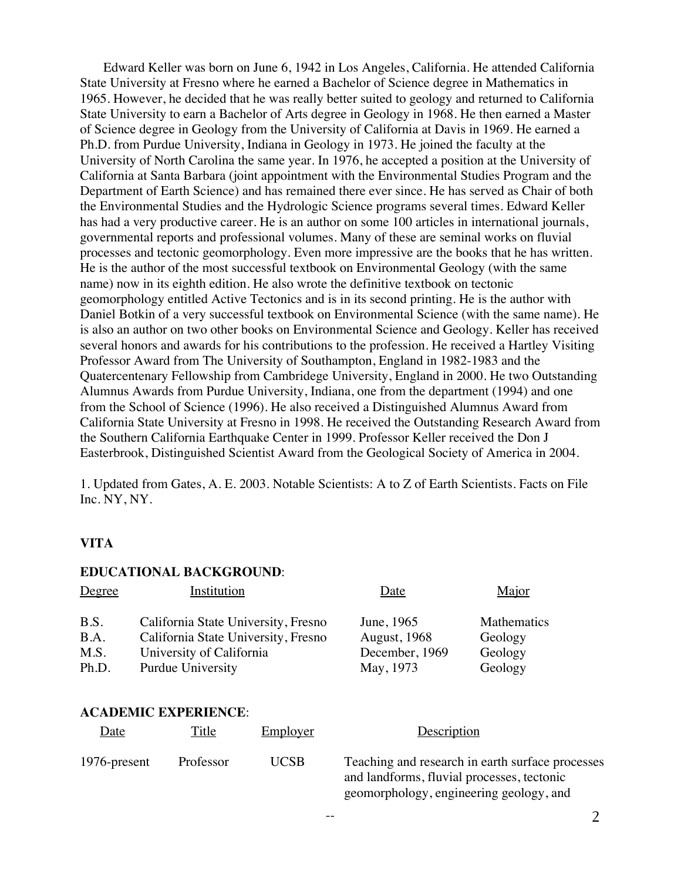Edward Keller was born on June 6, 1942 in Los Angeles, California. He attended California State University at Fresno where he earned a Bachelor of Science degree in Mathematics in 1965. However, he decided that he was really better suited to geology and returned to California State University to earn a Bachelor of Arts degree in Geology in 1968. He then earned a Master of Science degree in Geology from the University of California at Davis in 1969. He earned a Ph.D. from Purdue University, Indiana in Geology in 1973. He joined the faculty at the University of North Carolina the same year. In 1976, he accepted a position at the University of California at Santa Barbara (joint appointment with the Environmental Studies Program and the Department of Earth Science) and has remained there ever since. He has served as Chair of both the Environmental Studies and the Hydrologic Science programs several times. Edward Keller has had a very productive career. He is an author on some 100 articles in international journals, governmental reports and professional volumes. Many of these are seminal works on fluvial processes and tectonic geomorphology. Even more impressive are the books that he has written. He is the author of the most successful textbook on Environmental Geology (with the same name) now in its eighth edition. He also wrote the definitive textbook on tectonic geomorphology entitled Active Tectonics and is in its second printing. He is the author with Daniel Botkin of a very successful textbook on Environmental Science (with the same name). He is also an author on two other books on Environmental Science and Geology. Keller has received several honors and awards for his contributions to the profession. He received a Hartley Visiting Professor Award from The University of Southampton, England in 1982-1983 and the Quatercentenary Fellowship from Cambridege University, England in 2000. He two Outstanding Alumnus Awards from Purdue University, Indiana, one from the department (1994) and one from the School of Science (1996). He also received a Distinguished Alumnus Award from California State University at Fresno in 1998. He received the Outstanding Research Award from the Southern California Earthquake Center in 1999. Professor Keller received the Don J Easterbrook, Distinguished Scientist Award from the Geological Society of America in 2004.

1. Updated from Gates, A. E. 2003. Notable Scientists: A to Z of Earth Scientists. Facts on File Inc. NY, NY.

## VITA

### EDUCATIONAL BACKGROUND:

| Degree | Institution | Date | Major |
|---|---|---|---|
| B.S. | California State University, Fresno | June, 1965 | Mathematics |
| B.A. | California State University, Fresno | August, 1968 | Geology |
| M.S. | University of California | December, 1969 | Geology |
| Ph.D. | Purdue University | May, 1973 | Geology |

### ACADEMIC EXPERIENCE:

| Date | Title | Employer | Description |
|---|---|---|---|
| 1976-present | Professor | UCSB | Teaching and research in earth surface processes and landforms, fluvial processes, tectonic geomorphology, engineering geology, and |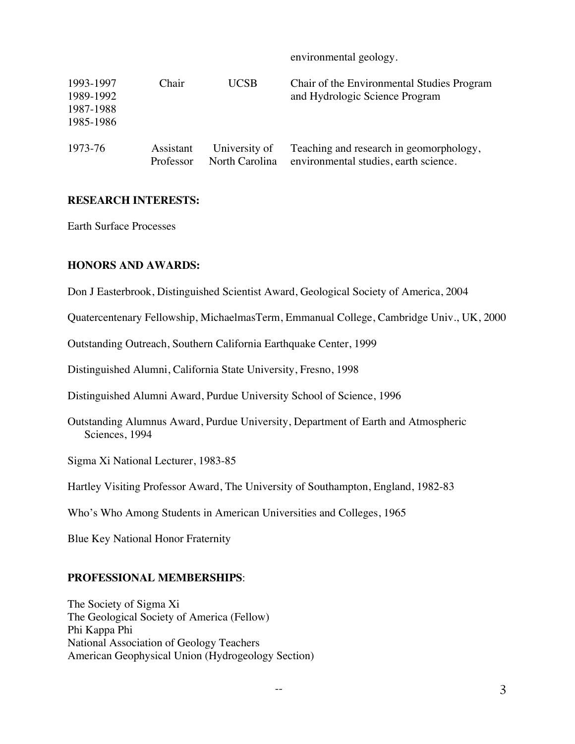| | | | environmental geology. |
|---|---|---|---|
| 1993-1997<br>1989-1992<br>1987-1988<br>1985-1986 | Chair | UCSB | Chair of the Environmental Studies Program and Hydrologic Science Program |
| 1973-76 | Assistant Professor | University of North Carolina | Teaching and research in geomorphology, environmental studies, earth science. |

**RESEARCH INTERESTS:**

Earth Surface Processes

**HONORS AND AWARDS:**

Don J Easterbrook, Distinguished Scientist Award, Geological Society of America, 2004

Quatercentenary Fellowship, MichaelmasTerm, Emmanual College, Cambridge Univ., UK, 2000

Outstanding Outreach, Southern California Earthquake Center, 1999

Distinguished Alumni, California State University, Fresno, 1998

Distinguished Alumni Award, Purdue University School of Science, 1996

Outstanding Alumnus Award, Purdue University, Department of Earth and Atmospheric Sciences, 1994

Sigma Xi National Lecturer, 1983-85

Hartley Visiting Professor Award, The University of Southampton, England, 1982-83

Who's Who Among Students in American Universities and Colleges, 1965

Blue Key National Honor Fraternity

**PROFESSIONAL MEMBERSHIPS**:

The Society of Sigma Xi  
The Geological Society of America (Fellow)  
Phi Kappa Phi  
National Association of Geology Teachers  
American Geophysical Union (Hydrogeology Section)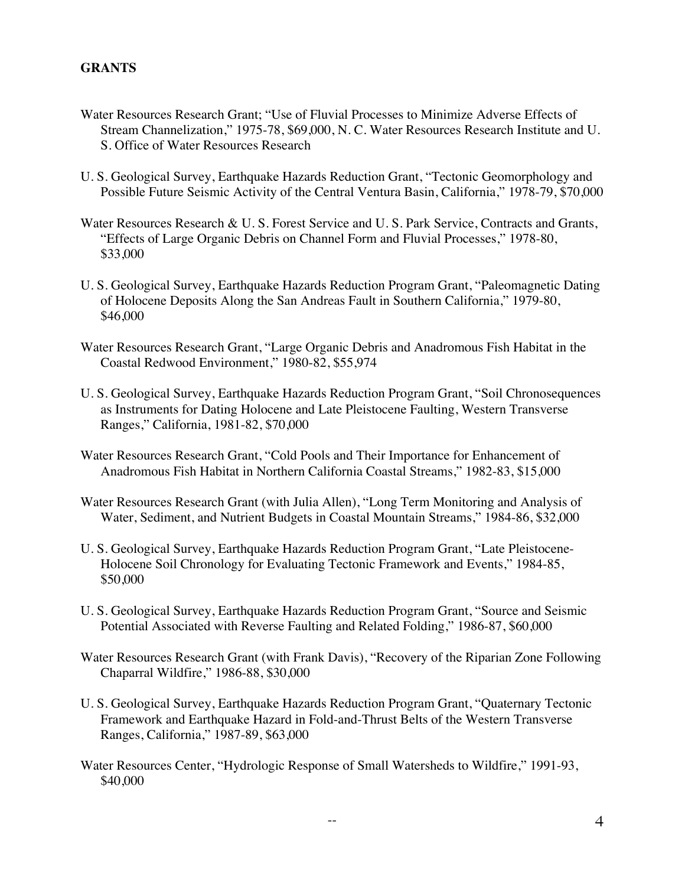**GRANTS**

Water Resources Research Grant; "Use of Fluvial Processes to Minimize Adverse Effects of Stream Channelization," 1975-78, $69,000, N. C. Water Resources Research Institute and U. S. Office of Water Resources Research

U. S. Geological Survey, Earthquake Hazards Reduction Grant, "Tectonic Geomorphology and Possible Future Seismic Activity of the Central Ventura Basin, California," 1978-79, $70,000

Water Resources Research & U. S. Forest Service and U. S. Park Service, Contracts and Grants, "Effects of Large Organic Debris on Channel Form and Fluvial Processes," 1978-80, $33,000

U. S. Geological Survey, Earthquake Hazards Reduction Program Grant, "Paleomagnetic Dating of Holocene Deposits Along the San Andreas Fault in Southern California," 1979-80, $46,000

Water Resources Research Grant, "Large Organic Debris and Anadromous Fish Habitat in the Coastal Redwood Environment," 1980-82, $55,974

U. S. Geological Survey, Earthquake Hazards Reduction Program Grant, "Soil Chronosequences as Instruments for Dating Holocene and Late Pleistocene Faulting, Western Transverse Ranges," California, 1981-82, $70,000

Water Resources Research Grant, "Cold Pools and Their Importance for Enhancement of Anadromous Fish Habitat in Northern California Coastal Streams," 1982-83, $15,000

Water Resources Research Grant (with Julia Allen), "Long Term Monitoring and Analysis of Water, Sediment, and Nutrient Budgets in Coastal Mountain Streams," 1984-86, $32,000

U. S. Geological Survey, Earthquake Hazards Reduction Program Grant, "Late Pleistocene-Holocene Soil Chronology for Evaluating Tectonic Framework and Events," 1984-85, $50,000

U. S. Geological Survey, Earthquake Hazards Reduction Program Grant, "Source and Seismic Potential Associated with Reverse Faulting and Related Folding," 1986-87, $60,000

Water Resources Research Grant (with Frank Davis), "Recovery of the Riparian Zone Following Chaparral Wildfire," 1986-88, $30,000

U. S. Geological Survey, Earthquake Hazards Reduction Program Grant, "Quaternary Tectonic Framework and Earthquake Hazard in Fold-and-Thrust Belts of the Western Transverse Ranges, California," 1987-89, $63,000

Water Resources Center, "Hydrologic Response of Small Watersheds to Wildfire," 1991-93, $40,000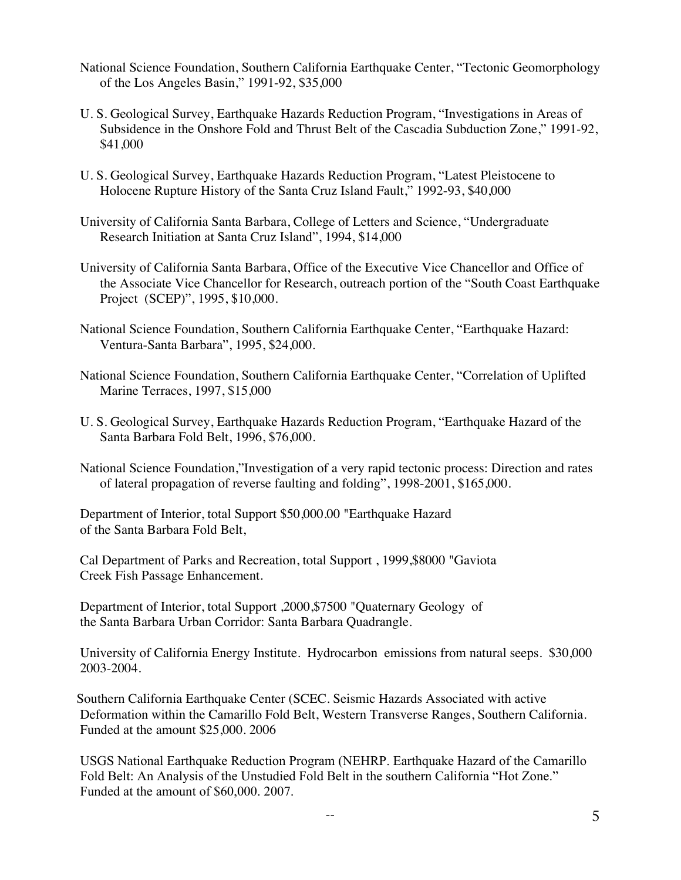National Science Foundation, Southern California Earthquake Center, “Tectonic Geomorphology of the Los Angeles Basin,” 1991-92, $35,000

U. S. Geological Survey, Earthquake Hazards Reduction Program, “Investigations in Areas of Subsidence in the Onshore Fold and Thrust Belt of the Cascadia Subduction Zone,” 1991-92, $41,000

U. S. Geological Survey, Earthquake Hazards Reduction Program, “Latest Pleistocene to Holocene Rupture History of the Santa Cruz Island Fault,” 1992-93, $40,000

University of California Santa Barbara, College of Letters and Science, “Undergraduate Research Initiation at Santa Cruz Island”, 1994, $14,000

University of California Santa Barbara, Office of the Executive Vice Chancellor and Office of the Associate Vice Chancellor for Research, outreach portion of the “South Coast Earthquake Project (SCEP)”, 1995, $10,000.

National Science Foundation, Southern California Earthquake Center, “Earthquake Hazard: Ventura-Santa Barbara”, 1995, $24,000.

National Science Foundation, Southern California Earthquake Center, “Correlation of Uplifted Marine Terraces, 1997, $15,000

U. S. Geological Survey, Earthquake Hazards Reduction Program, “Earthquake Hazard of the Santa Barbara Fold Belt, 1996, $76,000.

National Science Foundation,”Investigation of a very rapid tectonic process: Direction and rates of lateral propagation of reverse faulting and folding”, 1998-2001, $165,000.

Department of Interior, total Support $50,000.00 "Earthquake Hazard of the Santa Barbara Fold Belt,

Cal Department of Parks and Recreation, total Support , 1999,$8000 "Gaviota Creek Fish Passage Enhancement.

Department of Interior, total Support ,2000,$7500 "Quaternary Geology of the Santa Barbara Urban Corridor: Santa Barbara Quadrangle.

University of California Energy Institute. Hydrocarbon emissions from natural seeps. $30,000 2003-2004.

Southern California Earthquake Center (SCEC. Seismic Hazards Associated with active Deformation within the Camarillo Fold Belt, Western Transverse Ranges, Southern California. Funded at the amount $25,000. 2006

USGS National Earthquake Reduction Program (NEHRP. Earthquake Hazard of the Camarillo Fold Belt: An Analysis of the Unstudied Fold Belt in the southern California “Hot Zone.” Funded at the amount of $60,000. 2007.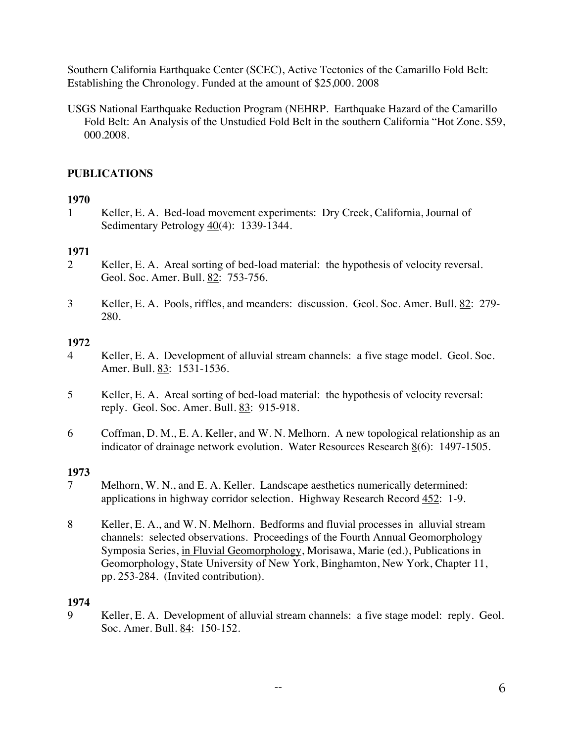Southern California Earthquake Center (SCEC), Active Tectonics of the Camarillo Fold Belt: Establishing the Chronology. Funded at the amount of $25,000. 2008

USGS National Earthquake Reduction Program (NEHRP. Earthquake Hazard of the Camarillo Fold Belt: An Analysis of the Unstudied Fold Belt in the southern California "Hot Zone. $59, 000.2008.

## PUBLICATIONS

**1970**

1 Keller, E. A. Bed-load movement experiments: Dry Creek, California, Journal of Sedimentary Petrology <u>40</u>(4): 1339-1344.

**1971**

2 Keller, E. A. Areal sorting of bed-load material: the hypothesis of velocity reversal. Geol. Soc. Amer. Bull. <u>82</u>: 753-756.

3 Keller, E. A. Pools, riffles, and meanders: discussion. Geol. Soc. Amer. Bull. <u>82</u>: 279-280.

**1972**

4 Keller, E. A. Development of alluvial stream channels: a five stage model. Geol. Soc. Amer. Bull. <u>83</u>: 1531-1536.

5 Keller, E. A. Areal sorting of bed-load material: the hypothesis of velocity reversal: reply. Geol. Soc. Amer. Bull. <u>83</u>: 915-918.

6 Coffman, D. M., E. A. Keller, and W. N. Melhorn. A new topological relationship as an indicator of drainage network evolution. Water Resources Research <u>8</u>(6): 1497-1505.

**1973**

7 Melhorn, W. N., and E. A. Keller. Landscape aesthetics numerically determined: applications in highway corridor selection. Highway Research Record <u>452</u>: 1-9.

8 Keller, E. A., and W. N. Melhorn. Bedforms and fluvial processes in alluvial stream channels: selected observations. Proceedings of the Fourth Annual Geomorphology Symposia Series, <u>in Fluvial Geomorphology</u>, Morisawa, Marie (ed.), Publications in Geomorphology, State University of New York, Binghamton, New York, Chapter 11, pp. 253-284. (Invited contribution).

**1974**

9 Keller, E. A. Development of alluvial stream channels: a five stage model: reply. Geol. Soc. Amer. Bull. <u>84</u>: 150-152.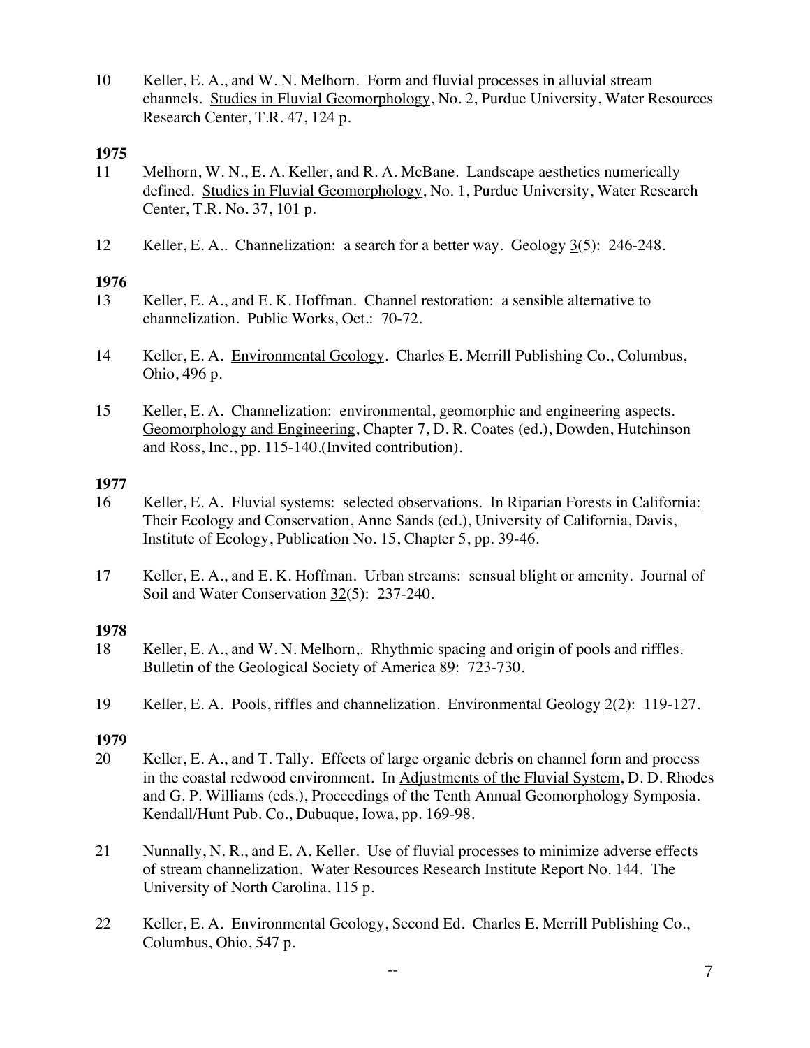10 Keller, E. A., and W. N. Melhorn. Form and fluvial processes in alluvial stream channels. Studies in Fluvial Geomorphology, No. 2, Purdue University, Water Resources Research Center, T.R. 47, 124 p.

**1975**

11 Melhorn, W. N., E. A. Keller, and R. A. McBane. Landscape aesthetics numerically defined. Studies in Fluvial Geomorphology, No. 1, Purdue University, Water Research Center, T.R. No. 37, 101 p.

12 Keller, E. A.. Channelization: a search for a better way. Geology 3(5): 246-248.

**1976**

13 Keller, E. A., and E. K. Hoffman. Channel restoration: a sensible alternative to channelization. Public Works, Oct.: 70-72.

14 Keller, E. A. Environmental Geology. Charles E. Merrill Publishing Co., Columbus, Ohio, 496 p.

15 Keller, E. A. Channelization: environmental, geomorphic and engineering aspects. Geomorphology and Engineering, Chapter 7, D. R. Coates (ed.), Dowden, Hutchinson and Ross, Inc., pp. 115-140.(Invited contribution).

**1977**

16 Keller, E. A. Fluvial systems: selected observations. In Riparian Forests in California: Their Ecology and Conservation, Anne Sands (ed.), University of California, Davis, Institute of Ecology, Publication No. 15, Chapter 5, pp. 39-46.

17 Keller, E. A., and E. K. Hoffman. Urban streams: sensual blight or amenity. Journal of Soil and Water Conservation 32(5): 237-240.

**1978**

18 Keller, E. A., and W. N. Melhorn,. Rhythmic spacing and origin of pools and riffles. Bulletin of the Geological Society of America 89: 723-730.

19 Keller, E. A. Pools, riffles and channelization. Environmental Geology 2(2): 119-127.

**1979**

20 Keller, E. A., and T. Tally. Effects of large organic debris on channel form and process in the coastal redwood environment. In Adjustments of the Fluvial System, D. D. Rhodes and G. P. Williams (eds.), Proceedings of the Tenth Annual Geomorphology Symposia. Kendall/Hunt Pub. Co., Dubuque, Iowa, pp. 169-98.

21 Nunnally, N. R., and E. A. Keller. Use of fluvial processes to minimize adverse effects of stream channelization. Water Resources Research Institute Report No. 144. The University of North Carolina, 115 p.

22 Keller, E. A. Environmental Geology, Second Ed. Charles E. Merrill Publishing Co., Columbus, Ohio, 547 p.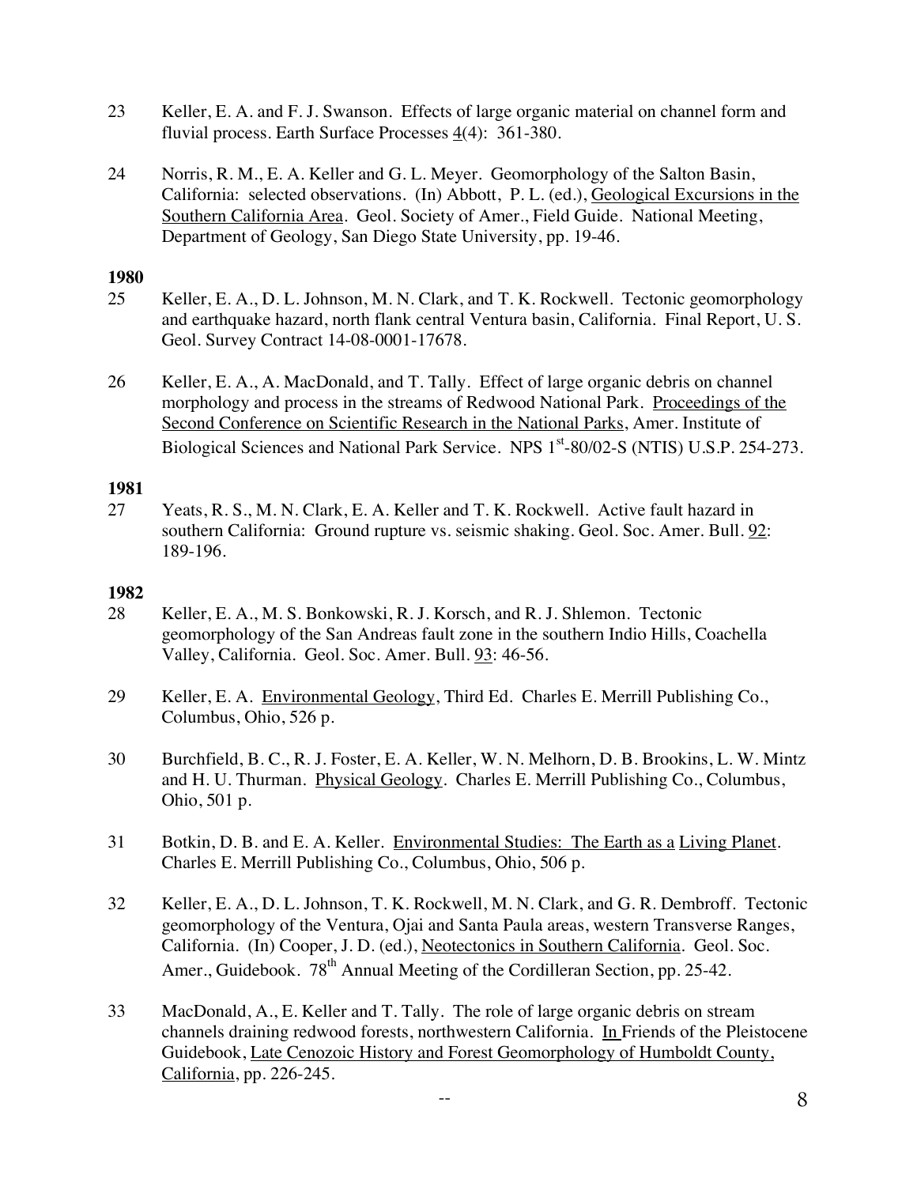23 Keller, E. A. and F. J. Swanson. Effects of large organic material on channel form and fluvial process. Earth Surface Processes 4(4): 361-380.

24 Norris, R. M., E. A. Keller and G. L. Meyer. Geomorphology of the Salton Basin, California: selected observations. (In) Abbott, P. L. (ed.), Geological Excursions in the Southern California Area. Geol. Society of Amer., Field Guide. National Meeting, Department of Geology, San Diego State University, pp. 19-46.

**1980**

25 Keller, E. A., D. L. Johnson, M. N. Clark, and T. K. Rockwell. Tectonic geomorphology and earthquake hazard, north flank central Ventura basin, California. Final Report, U. S. Geol. Survey Contract 14-08-0001-17678.

26 Keller, E. A., A. MacDonald, and T. Tally. Effect of large organic debris on channel morphology and process in the streams of Redwood National Park. Proceedings of the Second Conference on Scientific Research in the National Parks, Amer. Institute of Biological Sciences and National Park Service. NPS 1st-80/02-S (NTIS) U.S.P. 254-273.

**1981**

27 Yeats, R. S., M. N. Clark, E. A. Keller and T. K. Rockwell. Active fault hazard in southern California: Ground rupture vs. seismic shaking. Geol. Soc. Amer. Bull. 92: 189-196.

**1982**

28 Keller, E. A., M. S. Bonkowski, R. J. Korsch, and R. J. Shlemon. Tectonic geomorphology of the San Andreas fault zone in the southern Indio Hills, Coachella Valley, California. Geol. Soc. Amer. Bull. 93: 46-56.

29 Keller, E. A. Environmental Geology, Third Ed. Charles E. Merrill Publishing Co., Columbus, Ohio, 526 p.

30 Burchfield, B. C., R. J. Foster, E. A. Keller, W. N. Melhorn, D. B. Brookins, L. W. Mintz and H. U. Thurman. Physical Geology. Charles E. Merrill Publishing Co., Columbus, Ohio, 501 p.

31 Botkin, D. B. and E. A. Keller. Environmental Studies: The Earth as a Living Planet. Charles E. Merrill Publishing Co., Columbus, Ohio, 506 p.

32 Keller, E. A., D. L. Johnson, T. K. Rockwell, M. N. Clark, and G. R. Dembroff. Tectonic geomorphology of the Ventura, Ojai and Santa Paula areas, western Transverse Ranges, California. (In) Cooper, J. D. (ed.), Neotectonics in Southern California. Geol. Soc. Amer., Guidebook. 78th Annual Meeting of the Cordilleran Section, pp. 25-42.

33 MacDonald, A., E. Keller and T. Tally. The role of large organic debris on stream channels draining redwood forests, northwestern California. In Friends of the Pleistocene Guidebook, Late Cenozoic History and Forest Geomorphology of Humboldt County, California, pp. 226-245.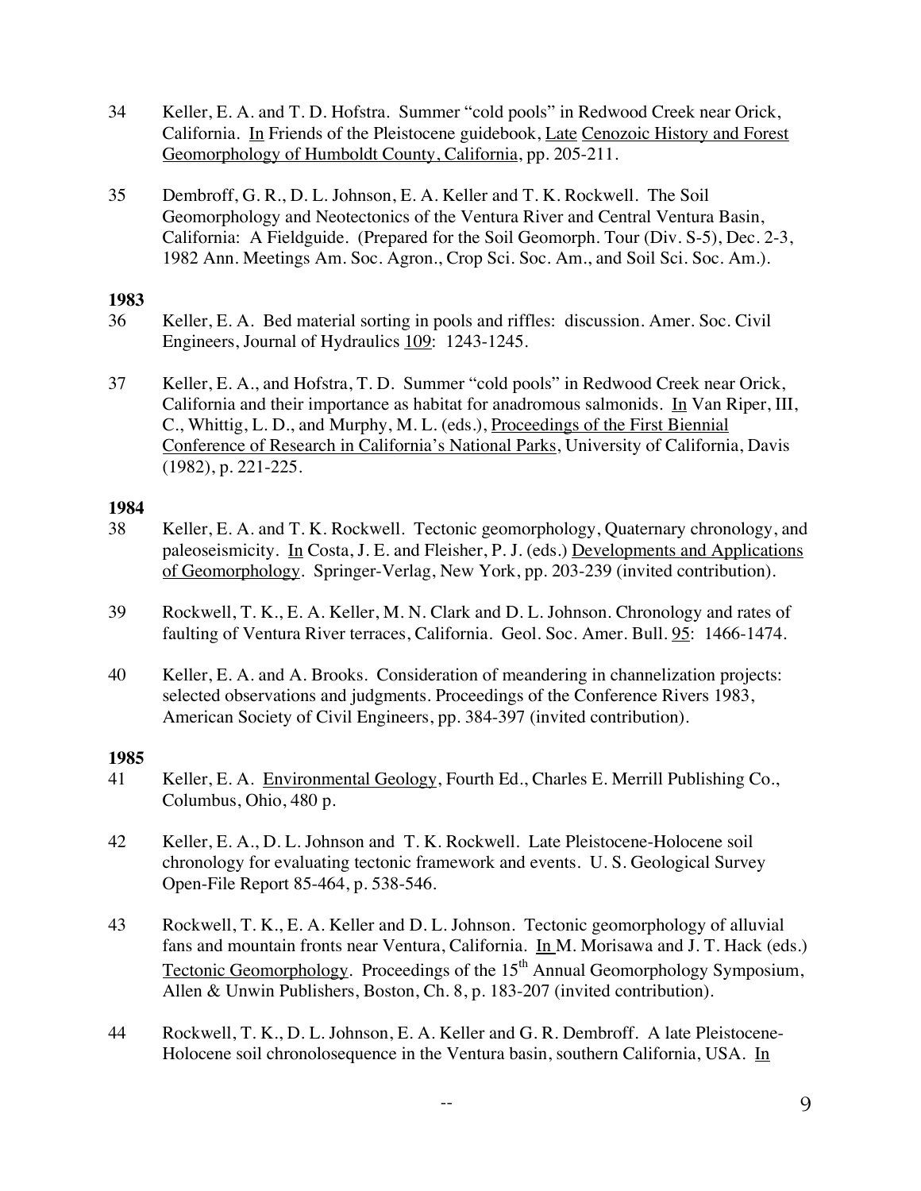34 Keller, E. A. and T. D. Hofstra. Summer "cold pools" in Redwood Creek near Orick, California. In Friends of the Pleistocene guidebook, Late Cenozoic History and Forest Geomorphology of Humboldt County, California, pp. 205-211.

35 Dembroff, G. R., D. L. Johnson, E. A. Keller and T. K. Rockwell. The Soil Geomorphology and Neotectonics of the Ventura River and Central Ventura Basin, California: A Fieldguide. (Prepared for the Soil Geomorph. Tour (Div. S-5), Dec. 2-3, 1982 Ann. Meetings Am. Soc. Agron., Crop Sci. Soc. Am., and Soil Sci. Soc. Am.).

**1983**

36 Keller, E. A. Bed material sorting in pools and riffles: discussion. Amer. Soc. Civil Engineers, Journal of Hydraulics 109: 1243-1245.

37 Keller, E. A., and Hofstra, T. D. Summer "cold pools" in Redwood Creek near Orick, California and their importance as habitat for anadromous salmonids. In Van Riper, III, C., Whittig, L. D., and Murphy, M. L. (eds.), Proceedings of the First Biennial Conference of Research in California's National Parks, University of California, Davis (1982), p. 221-225.

**1984**

38 Keller, E. A. and T. K. Rockwell. Tectonic geomorphology, Quaternary chronology, and paleoseismicity. In Costa, J. E. and Fleisher, P. J. (eds.) Developments and Applications of Geomorphology. Springer-Verlag, New York, pp. 203-239 (invited contribution).

39 Rockwell, T. K., E. A. Keller, M. N. Clark and D. L. Johnson. Chronology and rates of faulting of Ventura River terraces, California. Geol. Soc. Amer. Bull. 95: 1466-1474.

40 Keller, E. A. and A. Brooks. Consideration of meandering in channelization projects: selected observations and judgments. Proceedings of the Conference Rivers 1983, American Society of Civil Engineers, pp. 384-397 (invited contribution).

**1985**

41 Keller, E. A. Environmental Geology, Fourth Ed., Charles E. Merrill Publishing Co., Columbus, Ohio, 480 p.

42 Keller, E. A., D. L. Johnson and T. K. Rockwell. Late Pleistocene-Holocene soil chronology for evaluating tectonic framework and events. U. S. Geological Survey Open-File Report 85-464, p. 538-546.

43 Rockwell, T. K., E. A. Keller and D. L. Johnson. Tectonic geomorphology of alluvial fans and mountain fronts near Ventura, California. In M. Morisawa and J. T. Hack (eds.) Tectonic Geomorphology. Proceedings of the 15th Annual Geomorphology Symposium, Allen & Unwin Publishers, Boston, Ch. 8, p. 183-207 (invited contribution).

44 Rockwell, T. K., D. L. Johnson, E. A. Keller and G. R. Dembroff. A late Pleistocene-Holocene soil chronosequence in the Ventura basin, southern California, USA. In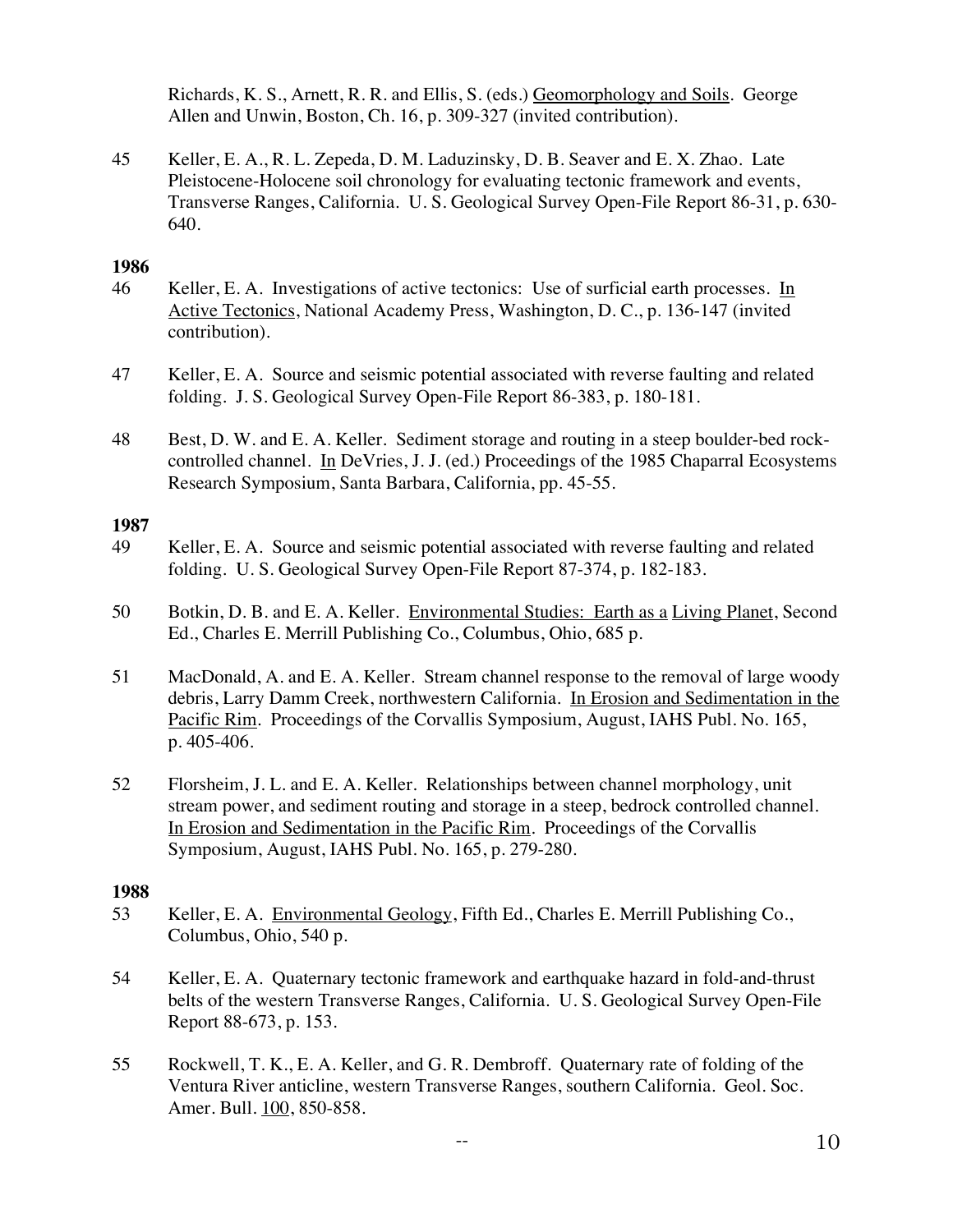Richards, K. S., Arnett, R. R. and Ellis, S. (eds.) Geomorphology and Soils. George Allen and Unwin, Boston, Ch. 16, p. 309-327 (invited contribution).

45 Keller, E. A., R. L. Zepeda, D. M. Laduzinsky, D. B. Seaver and E. X. Zhao. Late Pleistocene-Holocene soil chronology for evaluating tectonic framework and events, Transverse Ranges, California. U. S. Geological Survey Open-File Report 86-31, p. 630-640.

**1986**

46 Keller, E. A. Investigations of active tectonics: Use of surficial earth processes. In Active Tectonics, National Academy Press, Washington, D. C., p. 136-147 (invited contribution).

47 Keller, E. A. Source and seismic potential associated with reverse faulting and related folding. J. S. Geological Survey Open-File Report 86-383, p. 180-181.

48 Best, D. W. and E. A. Keller. Sediment storage and routing in a steep boulder-bed rock-controlled channel. In DeVries, J. J. (ed.) Proceedings of the 1985 Chaparral Ecosystems Research Symposium, Santa Barbara, California, pp. 45-55.

**1987**

49 Keller, E. A. Source and seismic potential associated with reverse faulting and related folding. U. S. Geological Survey Open-File Report 87-374, p. 182-183.

50 Botkin, D. B. and E. A. Keller. Environmental Studies: Earth as a Living Planet, Second Ed., Charles E. Merrill Publishing Co., Columbus, Ohio, 685 p.

51 MacDonald, A. and E. A. Keller. Stream channel response to the removal of large woody debris, Larry Damm Creek, northwestern California. In Erosion and Sedimentation in the Pacific Rim. Proceedings of the Corvallis Symposium, August, IAHS Publ. No. 165, p. 405-406.

52 Florsheim, J. L. and E. A. Keller. Relationships between channel morphology, unit stream power, and sediment routing and storage in a steep, bedrock controlled channel. In Erosion and Sedimentation in the Pacific Rim. Proceedings of the Corvallis Symposium, August, IAHS Publ. No. 165, p. 279-280.

**1988**

53 Keller, E. A. Environmental Geology, Fifth Ed., Charles E. Merrill Publishing Co., Columbus, Ohio, 540 p.

54 Keller, E. A. Quaternary tectonic framework and earthquake hazard in fold-and-thrust belts of the western Transverse Ranges, California. U. S. Geological Survey Open-File Report 88-673, p. 153.

55 Rockwell, T. K., E. A. Keller, and G. R. Dembroff. Quaternary rate of folding of the Ventura River anticline, western Transverse Ranges, southern California. Geol. Soc. Amer. Bull. 100, 850-858.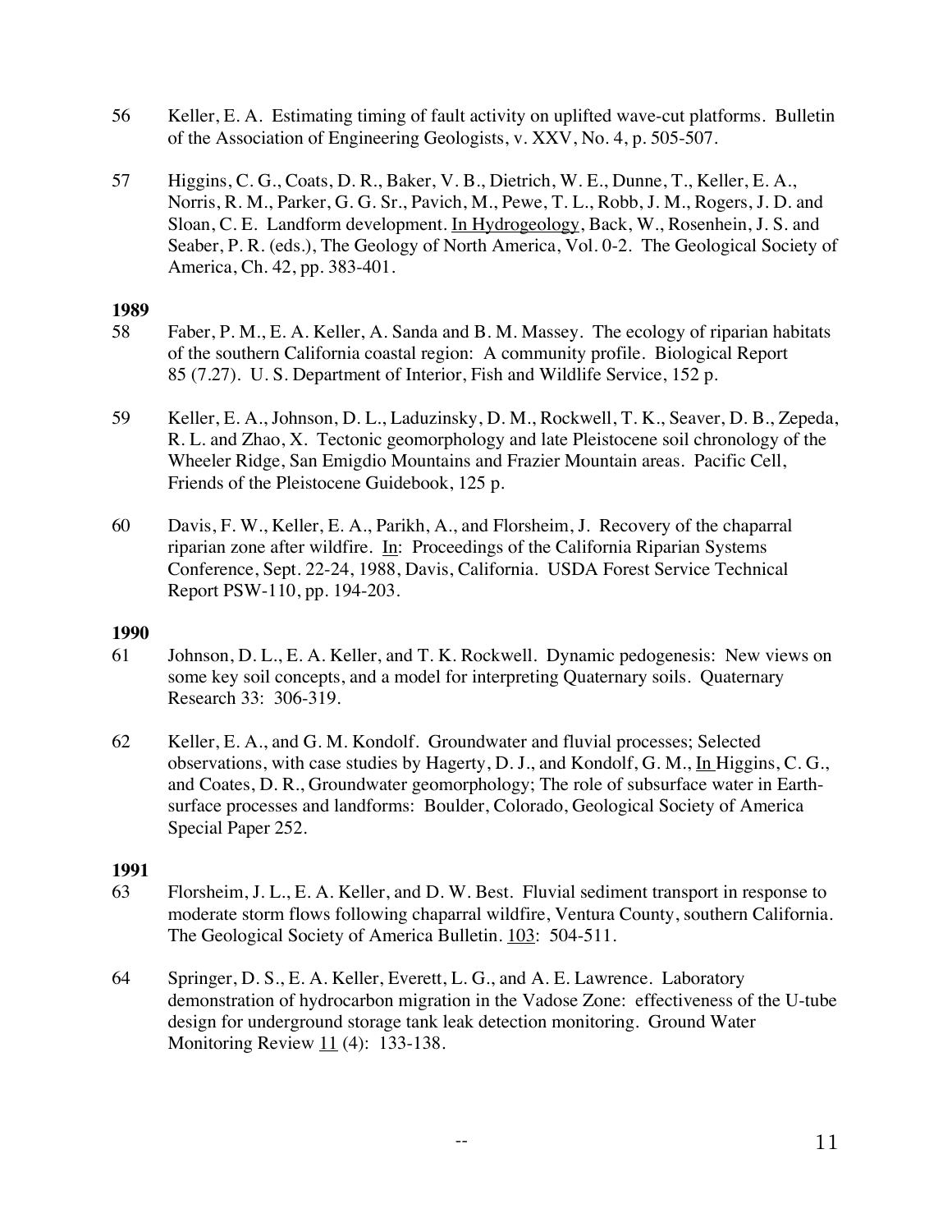56 Keller, E. A. Estimating timing of fault activity on uplifted wave-cut platforms. Bulletin of the Association of Engineering Geologists, v. XXV, No. 4, p. 505-507.

57 Higgins, C. G., Coats, D. R., Baker, V. B., Dietrich, W. E., Dunne, T., Keller, E. A., Norris, R. M., Parker, G. G. Sr., Pavich, M., Pewe, T. L., Robb, J. M., Rogers, J. D. and Sloan, C. E. Landform development. In Hydrogeology, Back, W., Rosenhein, J. S. and Seaber, P. R. (eds.), The Geology of North America, Vol. 0-2. The Geological Society of America, Ch. 42, pp. 383-401.

**1989**

58 Faber, P. M., E. A. Keller, A. Sanda and B. M. Massey. The ecology of riparian habitats of the southern California coastal region: A community profile. Biological Report 85 (7.27). U. S. Department of Interior, Fish and Wildlife Service, 152 p.

59 Keller, E. A., Johnson, D. L., Laduzinsky, D. M., Rockwell, T. K., Seaver, D. B., Zepeda, R. L. and Zhao, X. Tectonic geomorphology and late Pleistocene soil chronology of the Wheeler Ridge, San Emigdio Mountains and Frazier Mountain areas. Pacific Cell, Friends of the Pleistocene Guidebook, 125 p.

60 Davis, F. W., Keller, E. A., Parikh, A., and Florsheim, J. Recovery of the chaparral riparian zone after wildfire. In: Proceedings of the California Riparian Systems Conference, Sept. 22-24, 1988, Davis, California. USDA Forest Service Technical Report PSW-110, pp. 194-203.

**1990**

61 Johnson, D. L., E. A. Keller, and T. K. Rockwell. Dynamic pedogenesis: New views on some key soil concepts, and a model for interpreting Quaternary soils. Quaternary Research 33: 306-319.

62 Keller, E. A., and G. M. Kondolf. Groundwater and fluvial processes; Selected observations, with case studies by Hagerty, D. J., and Kondolf, G. M., In Higgins, C. G., and Coates, D. R., Groundwater geomorphology; The role of subsurface water in Earth-surface processes and landforms: Boulder, Colorado, Geological Society of America Special Paper 252.

**1991**

63 Florsheim, J. L., E. A. Keller, and D. W. Best. Fluvial sediment transport in response to moderate storm flows following chaparral wildfire, Ventura County, southern California. The Geological Society of America Bulletin. 103: 504-511.

64 Springer, D. S., E. A. Keller, Everett, L. G., and A. E. Lawrence. Laboratory demonstration of hydrocarbon migration in the Vadose Zone: effectiveness of the U-tube design for underground storage tank leak detection monitoring. Ground Water Monitoring Review 11 (4): 133-138.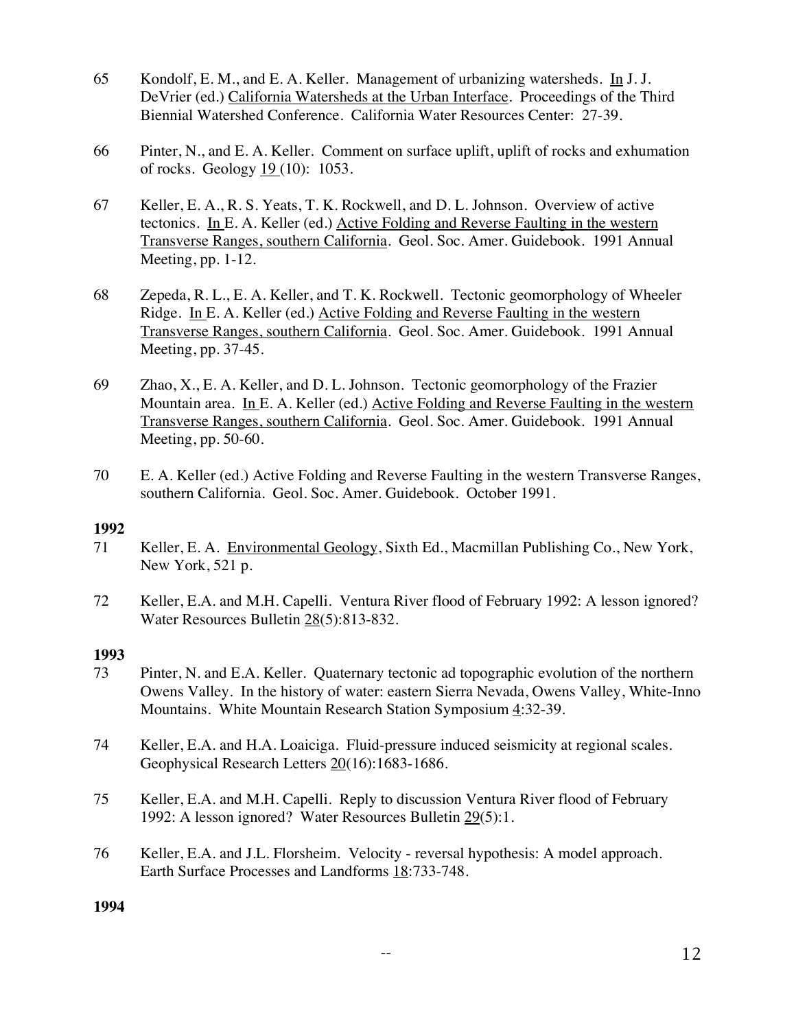65 Kondolf, E. M., and E. A. Keller. Management of urbanizing watersheds. <u>In</u> J. J. DeVrier (ed.) <u>California Watersheds at the Urban Interface</u>. Proceedings of the Third Biennial Watershed Conference. California Water Resources Center: 27-39.

66 Pinter, N., and E. A. Keller. Comment on surface uplift, uplift of rocks and exhumation of rocks. Geology <u>19</u> (10): 1053.

67 Keller, E. A., R. S. Yeats, T. K. Rockwell, and D. L. Johnson. Overview of active tectonics. <u>In</u> E. A. Keller (ed.) <u>Active Folding and Reverse Faulting in the western Transverse Ranges, southern California</u>. Geol. Soc. Amer. Guidebook. 1991 Annual Meeting, pp. 1-12.

68 Zepeda, R. L., E. A. Keller, and T. K. Rockwell. Tectonic geomorphology of Wheeler Ridge. <u>In</u> E. A. Keller (ed.) <u>Active Folding and Reverse Faulting in the western Transverse Ranges, southern California</u>. Geol. Soc. Amer. Guidebook. 1991 Annual Meeting, pp. 37-45.

69 Zhao, X., E. A. Keller, and D. L. Johnson. Tectonic geomorphology of the Frazier Mountain area. <u>In</u> E. A. Keller (ed.) <u>Active Folding and Reverse Faulting in the western Transverse Ranges, southern California</u>. Geol. Soc. Amer. Guidebook. 1991 Annual Meeting, pp. 50-60.

70 E. A. Keller (ed.) Active Folding and Reverse Faulting in the western Transverse Ranges, southern California. Geol. Soc. Amer. Guidebook. October 1991.

**1992**

71 Keller, E. A. <u>Environmental Geology</u>, Sixth Ed., Macmillan Publishing Co., New York, New York, 521 p.

72 Keller, E.A. and M.H. Capelli. Ventura River flood of February 1992: A lesson ignored? Water Resources Bulletin <u>28</u>(5):813-832.

**1993**

73 Pinter, N. and E.A. Keller. Quaternary tectonic ad topographic evolution of the northern Owens Valley. In the history of water: eastern Sierra Nevada, Owens Valley, White-Inno Mountains. White Mountain Research Station Symposium <u>4</u>:32-39.

74 Keller, E.A. and H.A. Loaiciga. Fluid-pressure induced seismicity at regional scales. Geophysical Research Letters <u>20</u>(16):1683-1686.

75 Keller, E.A. and M.H. Capelli. Reply to discussion Ventura River flood of February 1992: A lesson ignored? Water Resources Bulletin <u>29</u>(5):1.

76 Keller, E.A. and J.L. Florsheim. Velocity - reversal hypothesis: A model approach. Earth Surface Processes and Landforms <u>18</u>:733-748.

**1994**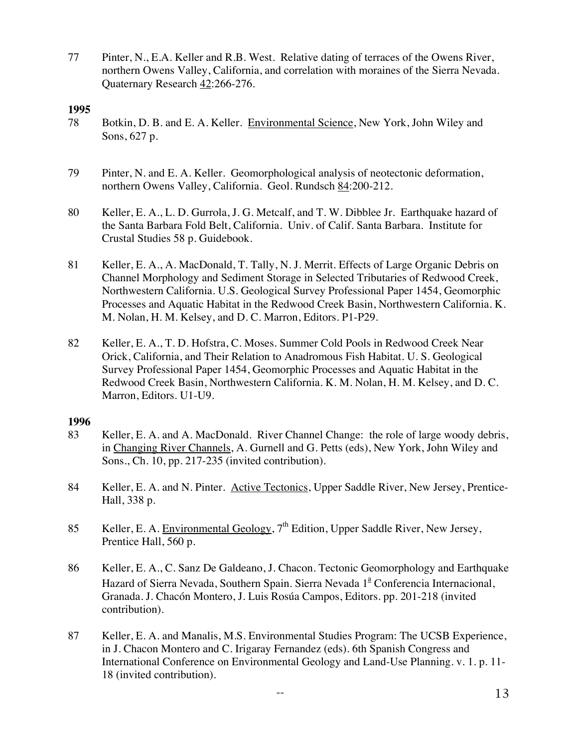77 Pinter, N., E.A. Keller and R.B. West. Relative dating of terraces of the Owens River, northern Owens Valley, California, and correlation with moraines of the Sierra Nevada. Quaternary Research 42:266-276.

**1995**

78 Botkin, D. B. and E. A. Keller. Environmental Science, New York, John Wiley and Sons, 627 p.

79 Pinter, N. and E. A. Keller. Geomorphological analysis of neotectonic deformation, northern Owens Valley, California. Geol. Rundsch 84:200-212.

80 Keller, E. A., L. D. Gurrola, J. G. Metcalf, and T. W. Dibblee Jr. Earthquake hazard of the Santa Barbara Fold Belt, California. Univ. of Calif. Santa Barbara. Institute for Crustal Studies 58 p. Guidebook.

81 Keller, E. A., A. MacDonald, T. Tally, N. J. Merrit. Effects of Large Organic Debris on Channel Morphology and Sediment Storage in Selected Tributaries of Redwood Creek, Northwestern California. U.S. Geological Survey Professional Paper 1454, Geomorphic Processes and Aquatic Habitat in the Redwood Creek Basin, Northwestern California. K. M. Nolan, H. M. Kelsey, and D. C. Marron, Editors. P1-P29.

82 Keller, E. A., T. D. Hofstra, C. Moses. Summer Cold Pools in Redwood Creek Near Orick, California, and Their Relation to Anadromous Fish Habitat. U. S. Geological Survey Professional Paper 1454, Geomorphic Processes and Aquatic Habitat in the Redwood Creek Basin, Northwestern California. K. M. Nolan, H. M. Kelsey, and D. C. Marron, Editors. U1-U9.

**1996**

83 Keller, E. A. and A. MacDonald. River Channel Change: the role of large woody debris, in Changing River Channels, A. Gurnell and G. Petts (eds), New York, John Wiley and Sons., Ch. 10, pp. 217-235 (invited contribution).

84 Keller, E. A. and N. Pinter. Active Tectonics, Upper Saddle River, New Jersey, Prentice-Hall, 338 p.

85 Keller, E. A. Environmental Geology, 7th Edition, Upper Saddle River, New Jersey, Prentice Hall, 560 p.

86 Keller, E. A., C. Sanz De Galdeano, J. Chacon. Tectonic Geomorphology and Earthquake Hazard of Sierra Nevada, Southern Spain. Sierra Nevada 1ª Conferencia Internacional, Granada. J. Chacón Montero, J. Luis Rosúa Campos, Editors. pp. 201-218 (invited contribution).

87 Keller, E. A. and Manalis, M.S. Environmental Studies Program: The UCSB Experience, in J. Chacon Montero and C. Irigaray Fernandez (eds). 6th Spanish Congress and International Conference on Environmental Geology and Land-Use Planning. v. 1. p. 11-18 (invited contribution).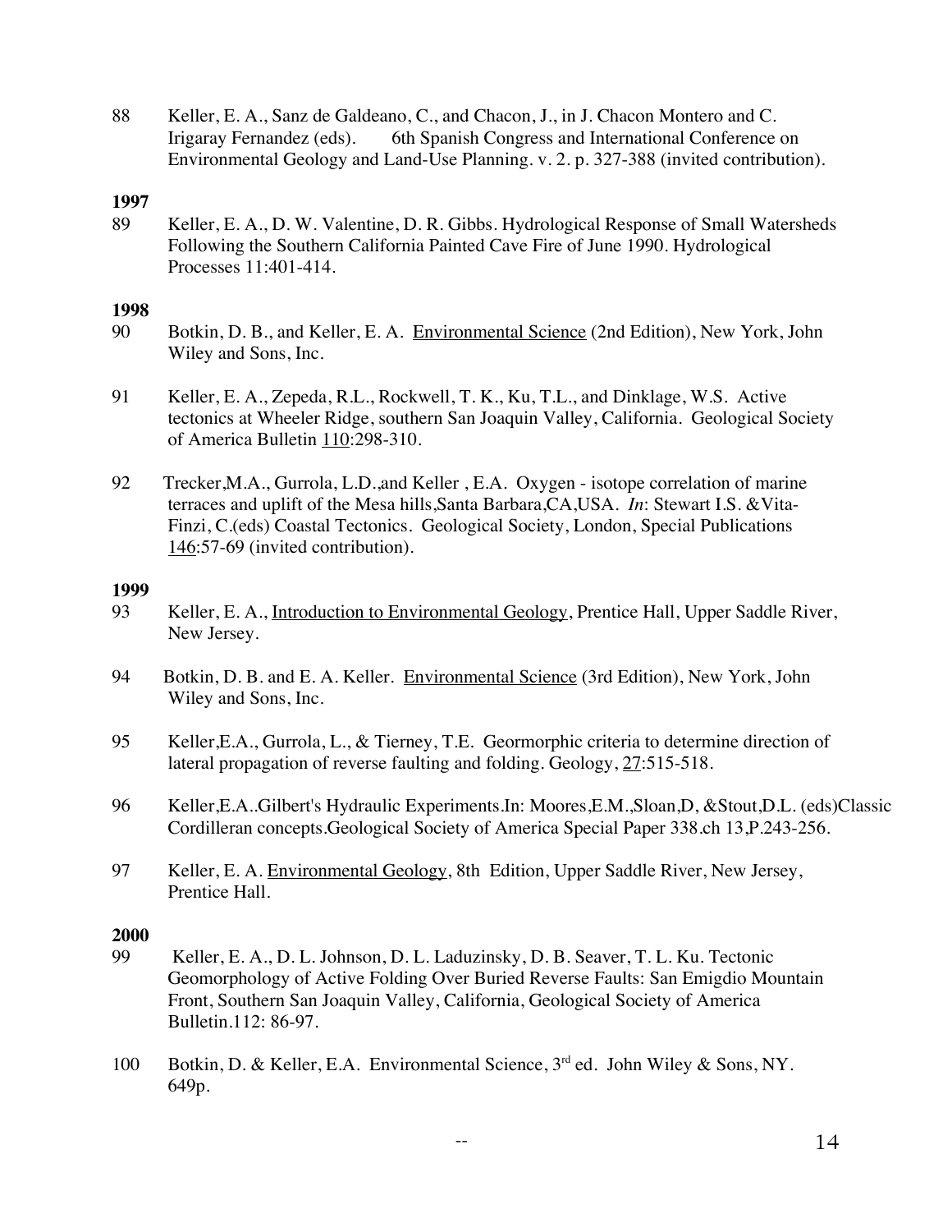88 Keller, E. A., Sanz de Galdeano, C., and Chacon, J., in J. Chacon Montero and C. Irigaray Fernandez (eds). 6th Spanish Congress and International Conference on Environmental Geology and Land-Use Planning. v. 2. p. 327-388 (invited contribution).

**1997**

89 Keller, E. A., D. W. Valentine, D. R. Gibbs. Hydrological Response of Small Watersheds Following the Southern California Painted Cave Fire of June 1990. Hydrological Processes 11:401-414.

**1998**

90 Botkin, D. B., and Keller, E. A. Environmental Science (2nd Edition), New York, John Wiley and Sons, Inc.

91 Keller, E. A., Zepeda, R.L., Rockwell, T. K., Ku, T.L., and Dinklage, W.S. Active tectonics at Wheeler Ridge, southern San Joaquin Valley, California. Geological Society of America Bulletin 110:298-310.

92 Trecker,M.A., Gurrola, L.D.,and Keller , E.A. Oxygen - isotope correlation of marine terraces and uplift of the Mesa hills,Santa Barbara,CA,USA. *In*: Stewart I.S. &Vita-Finzi, C.(eds) Coastal Tectonics. Geological Society, London, Special Publications 146:57-69 (invited contribution).

**1999**

93 Keller, E. A., Introduction to Environmental Geology, Prentice Hall, Upper Saddle River, New Jersey.

94 Botkin, D. B. and E. A. Keller. Environmental Science (3rd Edition), New York, John Wiley and Sons, Inc.

95 Keller,E.A., Gurrola, L., & Tierney, T.E. Geormorphic criteria to determine direction of lateral propagation of reverse faulting and folding. Geology, 27:515-518.

96 Keller,E.A..Gilbert's Hydraulic Experiments.In: Moores,E.M.,Sloan,D, &Stout,D.L. (eds)Classic Cordilleran concepts.Geological Society of America Special Paper 338.ch 13,P.243-256.

97 Keller, E. A. Environmental Geology, 8th Edition, Upper Saddle River, New Jersey, Prentice Hall.

**2000**

99 Keller, E. A., D. L. Johnson, D. L. Laduzinsky, D. B. Seaver, T. L. Ku. Tectonic Geomorphology of Active Folding Over Buried Reverse Faults: San Emigdio Mountain Front, Southern San Joaquin Valley, California, Geological Society of America Bulletin.112: 86-97.

100 Botkin, D. & Keller, E.A. Environmental Science, 3rd ed. John Wiley & Sons, NY. 649p.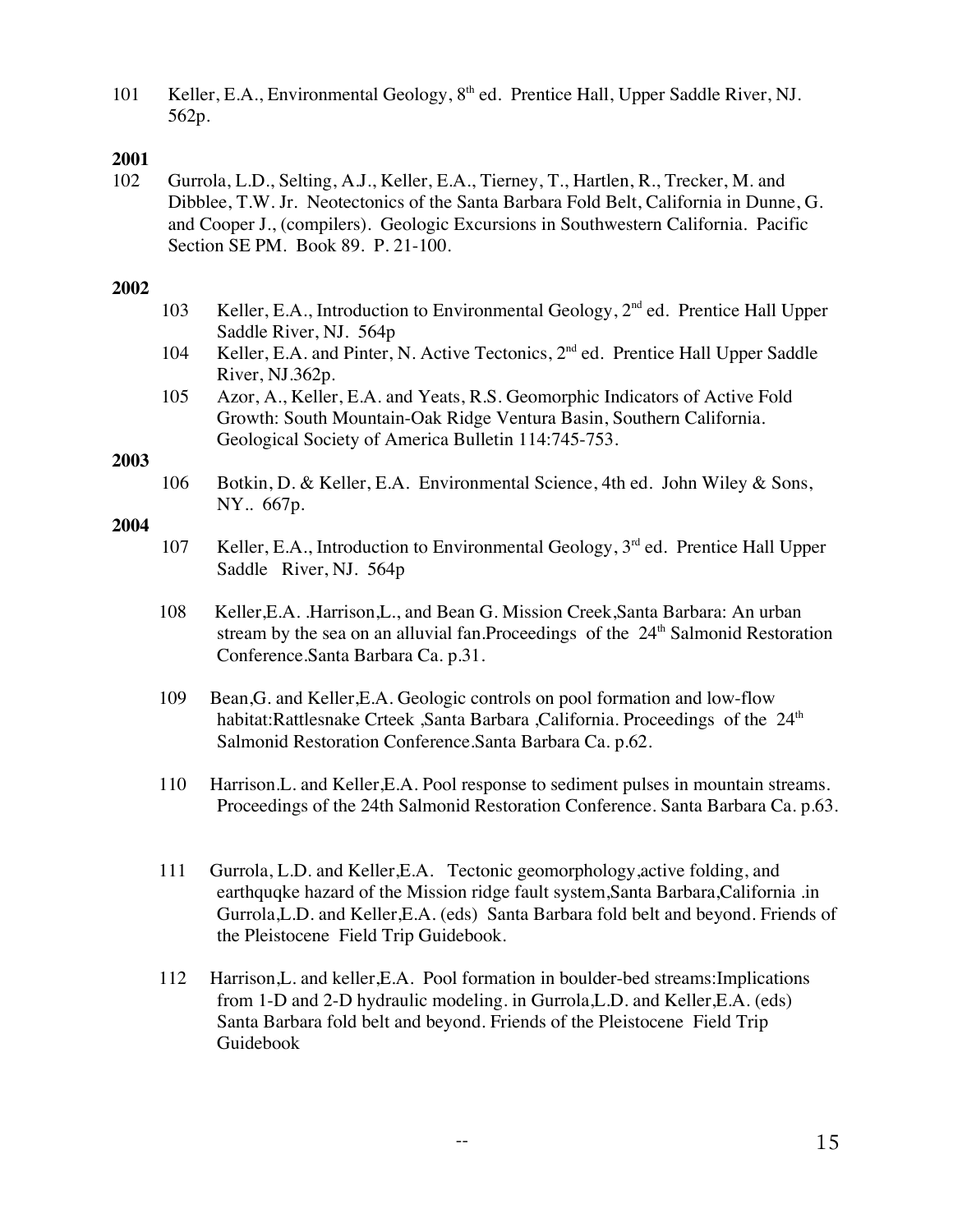101 Keller, E.A., Environmental Geology, 8th ed. Prentice Hall, Upper Saddle River, NJ. 562p.

**2001**

102 Gurrola, L.D., Selting, A.J., Keller, E.A., Tierney, T., Hartlen, R., Trecker, M. and Dibblee, T.W. Jr. Neotectonics of the Santa Barbara Fold Belt, California in Dunne, G. and Cooper J., (compilers). Geologic Excursions in Southwestern California. Pacific Section SE PM. Book 89. P. 21-100.

**2002**

103 Keller, E.A., Introduction to Environmental Geology, 2nd ed. Prentice Hall Upper Saddle River, NJ. 564p

104 Keller, E.A. and Pinter, N. Active Tectonics, 2nd ed. Prentice Hall Upper Saddle River, NJ.362p.

105 Azor, A., Keller, E.A. and Yeats, R.S. Geomorphic Indicators of Active Fold Growth: South Mountain-Oak Ridge Ventura Basin, Southern California. Geological Society of America Bulletin 114:745-753.

**2003**

106 Botkin, D. & Keller, E.A. Environmental Science, 4th ed. John Wiley & Sons, NY.. 667p.

**2004**

107 Keller, E.A., Introduction to Environmental Geology, 3rd ed. Prentice Hall Upper Saddle River, NJ. 564p

108 Keller,E.A. .Harrison,L., and Bean G. Mission Creek,Santa Barbara: An urban stream by the sea on an alluvial fan.Proceedings of the 24th Salmonid Restoration Conference.Santa Barbara Ca. p.31.

109 Bean,G. and Keller,E.A. Geologic controls on pool formation and low-flow habitat:Rattlesnake Crteek ,Santa Barbara ,California. Proceedings of the 24th Salmonid Restoration Conference.Santa Barbara Ca. p.62.

110 Harrison.L. and Keller,E.A. Pool response to sediment pulses in mountain streams. Proceedings of the 24th Salmonid Restoration Conference. Santa Barbara Ca. p.63.

111 Gurrola, L.D. and Keller,E.A. Tectonic geomorphology,active folding, and earthquqke hazard of the Mission ridge fault system,Santa Barbara,California .in Gurrola,L.D. and Keller,E.A. (eds) Santa Barbara fold belt and beyond. Friends of the Pleistocene Field Trip Guidebook.

112 Harrison,L. and keller,E.A. Pool formation in boulder-bed streams:Implications from 1-D and 2-D hydraulic modeling. in Gurrola,L.D. and Keller,E.A. (eds) Santa Barbara fold belt and beyond. Friends of the Pleistocene Field Trip Guidebook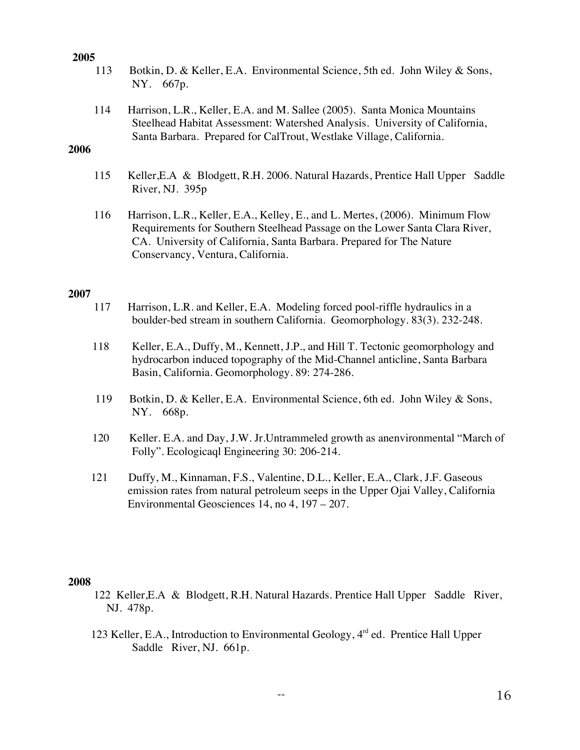**2005**

113 Botkin, D. & Keller, E.A. Environmental Science, 5th ed. John Wiley & Sons, NY. 667p.

114 Harrison, L.R., Keller, E.A. and M. Sallee (2005). Santa Monica Mountains Steelhead Habitat Assessment: Watershed Analysis. University of California, Santa Barbara. Prepared for CalTrout, Westlake Village, California.

**2006**

115 Keller,E.A & Blodgett, R.H. 2006. Natural Hazards, Prentice Hall Upper Saddle River, NJ. 395p

116 Harrison, L.R., Keller, E.A., Kelley, E., and L. Mertes, (2006). Minimum Flow Requirements for Southern Steelhead Passage on the Lower Santa Clara River, CA. University of California, Santa Barbara. Prepared for The Nature Conservancy, Ventura, California.

**2007**

117 Harrison, L.R. and Keller, E.A. Modeling forced pool-riffle hydraulics in a boulder-bed stream in southern California. Geomorphology. 83(3). 232-248.

118 Keller, E.A., Duffy, M., Kennett, J.P., and Hill T. Tectonic geomorphology and hydrocarbon induced topography of the Mid-Channel anticline, Santa Barbara Basin, California. Geomorphology. 89: 274-286.

119 Botkin, D. & Keller, E.A. Environmental Science, 6th ed. John Wiley & Sons, NY. 668p.

120 Keller. E.A. and Day, J.W. Jr.Untrammeled growth as anenvironmental "March of Folly". Ecologicaql Engineering 30: 206-214.

121 Duffy, M., Kinnaman, F.S., Valentine, D.L., Keller, E.A., Clark, J.F. Gaseous emission rates from natural petroleum seeps in the Upper Ojai Valley, California Environmental Geosciences 14, no 4, 197 – 207.

**2008**

122 Keller,E.A & Blodgett, R.H. Natural Hazards. Prentice Hall Upper Saddle River, NJ. 478p.

123 Keller, E.A., Introduction to Environmental Geology, 4rd ed. Prentice Hall Upper Saddle River, NJ. 661p.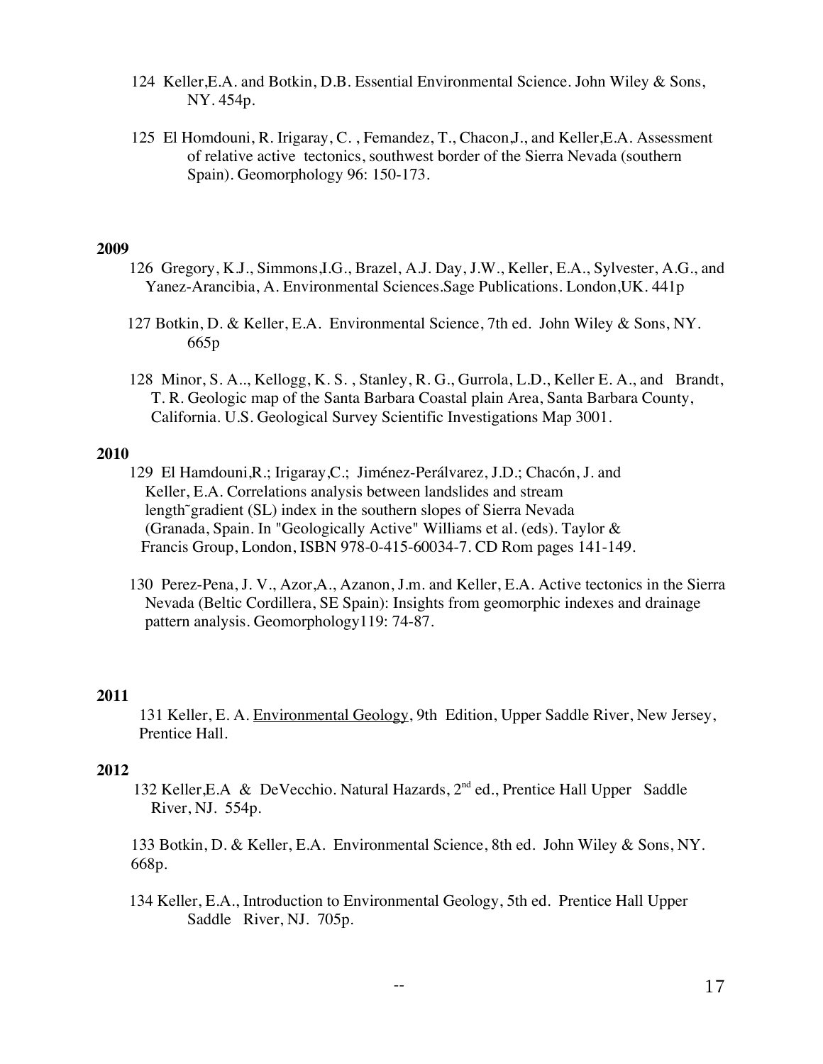124 Keller,E.A. and Botkin, D.B. Essential Environmental Science. John Wiley & Sons, NY. 454p.

125 El Homdouni, R. Irigaray, C. , Femandez, T., Chacon,J., and Keller,E.A. Assessment of relative active tectonics, southwest border of the Sierra Nevada (southern Spain). Geomorphology 96: 150-173.

**2009**

126 Gregory, K.J., Simmons,I.G., Brazel, A.J. Day, J.W., Keller, E.A., Sylvester, A.G., and Yanez-Arancibia, A. Environmental Sciences.Sage Publications. London,UK. 441p

127 Botkin, D. & Keller, E.A. Environmental Science, 7th ed. John Wiley & Sons, NY. 665p

128 Minor, S. A.., Kellogg, K. S. , Stanley, R. G., Gurrola, L.D., Keller E. A., and Brandt, T. R. Geologic map of the Santa Barbara Coastal plain Area, Santa Barbara County, California. U.S. Geological Survey Scientific Investigations Map 3001.

**2010**

129 El Hamdouni,R.; Irigaray,C.; Jiménez-Perálvarez, J.D.; Chacón, J. and Keller, E.A. Correlations analysis between landslides and stream length˜gradient (SL) index in the southern slopes of Sierra Nevada (Granada, Spain. In "Geologically Active" Williams et al. (eds). Taylor & Francis Group, London, ISBN 978-0-415-60034-7. CD Rom pages 141-149.

130 Perez-Pena, J. V., Azor,A., Azanon, J.m. and Keller, E.A. Active tectonics in the Sierra Nevada (Beltic Cordillera, SE Spain): Insights from geomorphic indexes and drainage pattern analysis. Geomorphology119: 74-87.

**2011**

131 Keller, E. A. Environmental Geology, 9th Edition, Upper Saddle River, New Jersey, Prentice Hall.

**2012**

132 Keller,E.A & DeVecchio. Natural Hazards, 2nd ed., Prentice Hall Upper Saddle River, NJ. 554p.

133 Botkin, D. & Keller, E.A. Environmental Science, 8th ed. John Wiley & Sons, NY. 668p.

134 Keller, E.A., Introduction to Environmental Geology, 5th ed. Prentice Hall Upper Saddle River, NJ. 705p.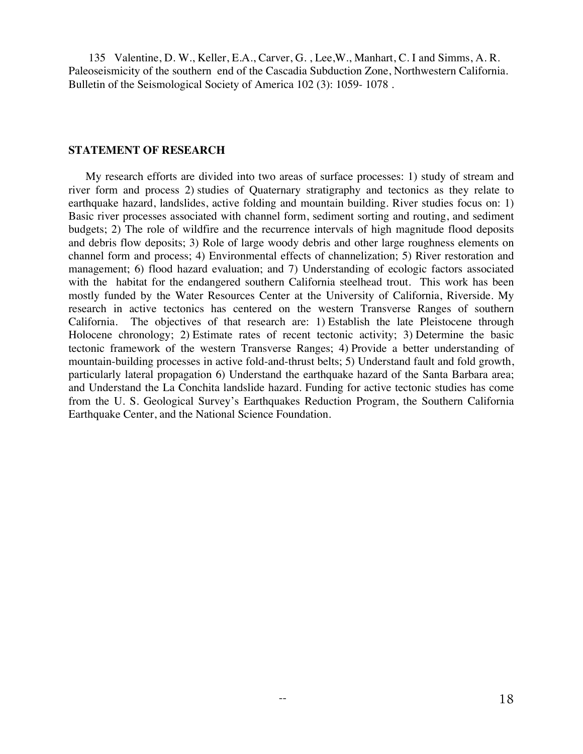135 Valentine, D. W., Keller, E.A., Carver, G. , Lee,W., Manhart, C. I and Simms, A. R. Paleoseismicity of the southern end of the Cascadia Subduction Zone, Northwestern California. Bulletin of the Seismological Society of America 102 (3): 1059- 1078 .

**STATEMENT OF RESEARCH**

My research efforts are divided into two areas of surface processes: 1) study of stream and river form and process 2) studies of Quaternary stratigraphy and tectonics as they relate to earthquake hazard, landslides, active folding and mountain building. River studies focus on: 1) Basic river processes associated with channel form, sediment sorting and routing, and sediment budgets; 2) The role of wildfire and the recurrence intervals of high magnitude flood deposits and debris flow deposits; 3) Role of large woody debris and other large roughness elements on channel form and process; 4) Environmental effects of channelization; 5) River restoration and management; 6) flood hazard evaluation; and 7) Understanding of ecologic factors associated with the habitat for the endangered southern California steelhead trout. This work has been mostly funded by the Water Resources Center at the University of California, Riverside. My research in active tectonics has centered on the western Transverse Ranges of southern California. The objectives of that research are: 1) Establish the late Pleistocene through Holocene chronology; 2) Estimate rates of recent tectonic activity; 3) Determine the basic tectonic framework of the western Transverse Ranges; 4) Provide a better understanding of mountain-building processes in active fold-and-thrust belts; 5) Understand fault and fold growth, particularly lateral propagation 6) Understand the earthquake hazard of the Santa Barbara area; and Understand the La Conchita landslide hazard. Funding for active tectonic studies has come from the U. S. Geological Survey's Earthquakes Reduction Program, the Southern California Earthquake Center, and the National Science Foundation.